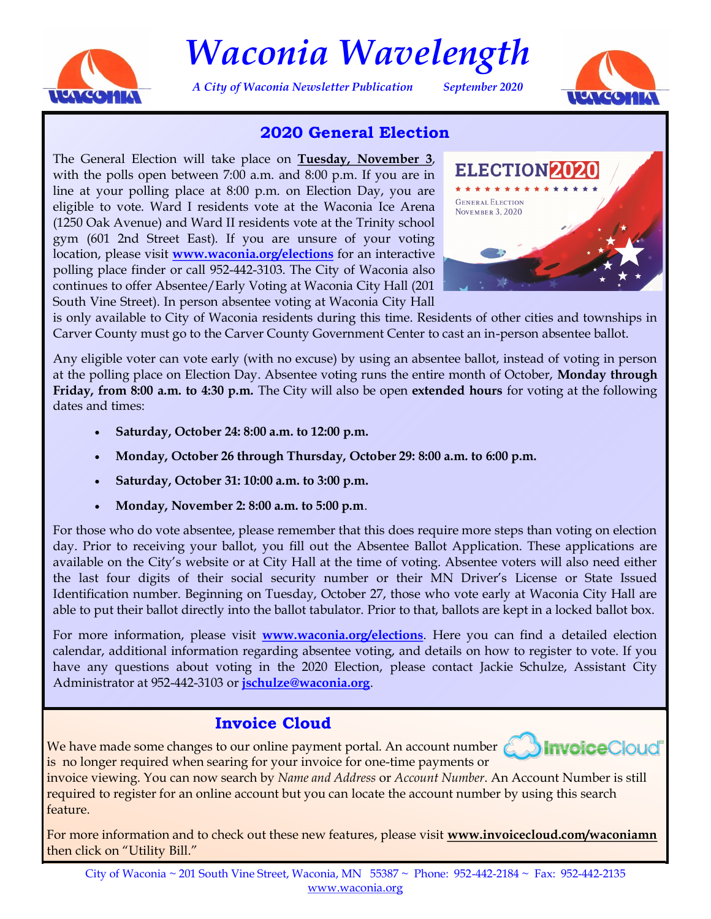# Waconia Wavelength

*A City of Waconia Newsletter Publication* *September 2020*

## 2020 General Election

The General Election will take place on **Tuesday, November 3**, with the polls open between 7:00 a.m. and 8:00 p.m. If you are in line at your polling place at 8:00 p.m. on Election Day, you are eligible to vote. Ward I residents vote at the Waconia Ice Arena (1250 Oak Avenue) and Ward II residents vote at the Trinity school gym (601 2nd Street East). If you are unsure of your voting location, please visit **www.waconia.org/elections** for an interactive polling place finder or call 952-442-3103. The City of Waconia also continues to offer Absentee/Early Voting at Waconia City Hall (201 South Vine Street). In person absentee voting at Waconia City Hall is only available to City of Waconia residents during this time. Residents of other cities and townships in Carver County must go to the Carver County Government Center to cast an in-person absentee ballot.

Any eligible voter can vote early (with no excuse) by using an absentee ballot, instead of voting in person at the polling place on Election Day. Absentee voting runs the entire month of October, **Monday through Friday, from 8:00 a.m. to 4:30 p.m.** The City will also be open **extended hours** for voting at the following dates and times:

- **Saturday, October 24: 8:00 a.m. to 12:00 p.m.**
- **Monday, October 26 through Thursday, October 29: 8:00 a.m. to 6:00 p.m.**
- **Saturday, October 31: 10:00 a.m. to 3:00 p.m.**
- **Monday, November 2: 8:00 a.m. to 5:00 p.m**.

For those who do vote absentee, please remember that this does require more steps than voting on election day. Prior to receiving your ballot, you fill out the Absentee Ballot Application. These applications are available on the City's website or at City Hall at the time of voting. Absentee voters will also need either the last four digits of their social security number or their MN Driver's License or State Issued Identification number. Beginning on Tuesday, October 27, those who vote early at Waconia City Hall are able to put their ballot directly into the ballot tabulator. Prior to that, ballots are kept in a locked ballot box.

For more information, please visit **www.waconia.org/elections**. Here you can find a detailed election calendar, additional information regarding absentee voting, and details on how to register to vote. If you have any questions about voting in the 2020 Election, please contact Jackie Schulze, Assistant City Administrator at 952-442-3103 or **jschulze@waconia.org**.

## Invoice Cloud

We have made some changes to our online payment portal. An account number is no longer required when searing for your invoice for one-time payments or invoice viewing. You can now search by *Name and Address* or *Account Number*. An Account Number is still required to register for an online account but you can locate the account number by using this search feature.

For more information and to check out these new features, please visit **www.invoicecloud.com/waconiamn** then click on "Utility Bill."

City of Waconia ~ 201 South Vine Street, Waconia, MN 55387 ~ Phone: 952-442-2184 ~ Fax: 952-442-2135
www.waconia.org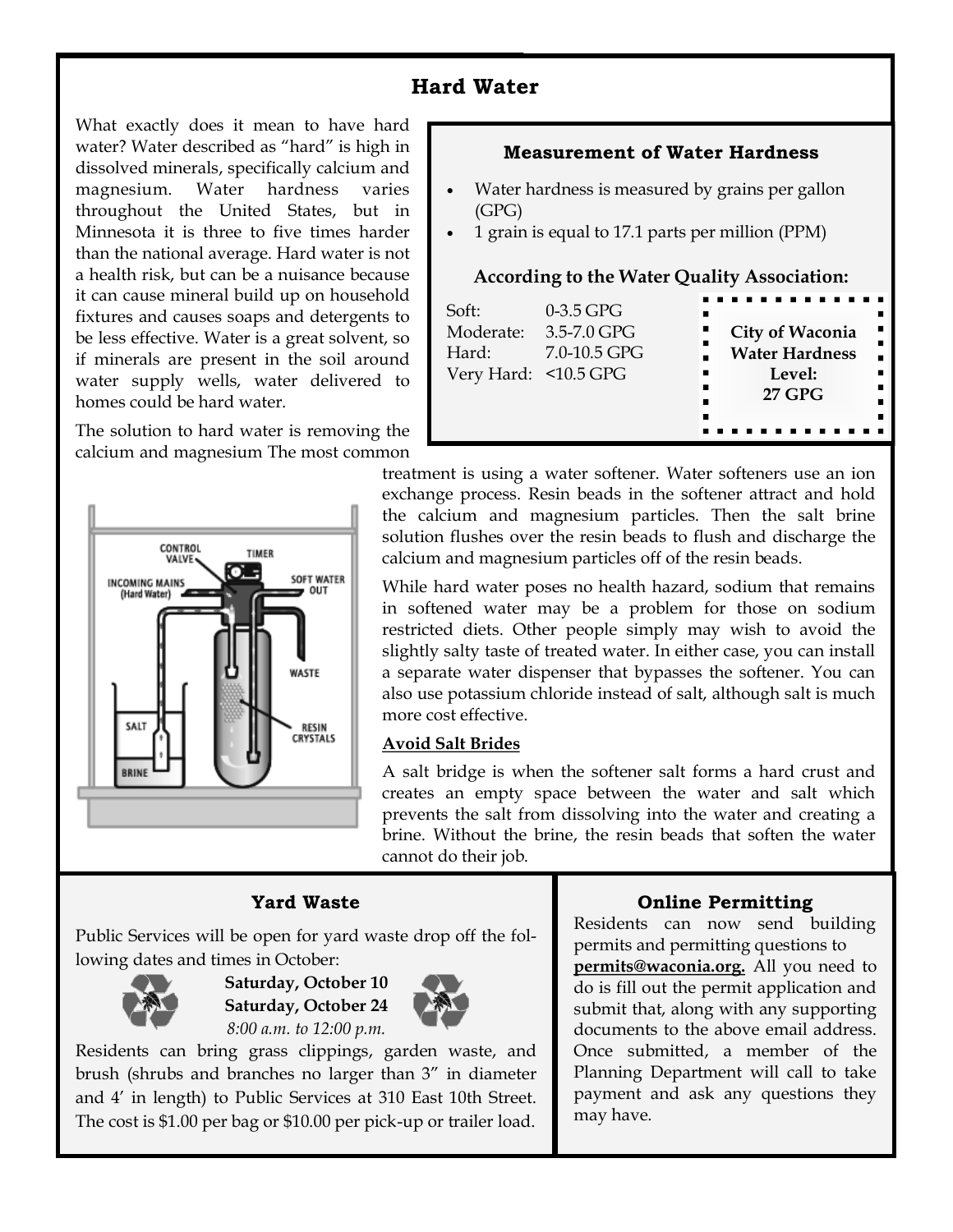## Hard Water

What exactly does it mean to have hard water? Water described as "hard" is high in dissolved minerals, specifically calcium and magnesium. Water hardness varies throughout the United States, but in Minnesota it is three to five times harder than the national average. Hard water is not a health risk, but can be a nuisance because it can cause mineral build up on household fixtures and causes soaps and detergents to be less effective. Water is a great solvent, so if minerals are present in the soil around water supply wells, water delivered to homes could be hard water.

### Measurement of Water Hardness

- Water hardness is measured by grains per gallon (GPG)
- 1 grain is equal to 17.1 parts per million (PPM)

**According to the Water Quality Association:**

| | |
|---|---|
| Soft: | 0-3.5 GPG |
| Moderate: | 3.5-7.0 GPG |
| Hard: | 7.0-10.5 GPG |
| Very Hard: | <10.5 GPG |

**City of Waconia Water Hardness Level: 27 GPG**

The solution to hard water is removing the calcium and magnesium The most common treatment is using a water softener. Water softeners use an ion exchange process. Resin beads in the softener attract and hold the calcium and magnesium particles. Then the salt brine solution flushes over the resin beads to flush and discharge the calcium and magnesium particles off of the resin beads.

CONTROL VALVE
TIMER
INCOMING MAINS (Hard Water)
SOFT WATER OUT
WASTE
SALT
RESIN CRYSTALS
BRINE

While hard water poses no health hazard, sodium that remains in softened water may be a problem for those on sodium restricted diets. Other people simply may wish to avoid the slightly salty taste of treated water. In either case, you can install a separate water dispenser that bypasses the softener. You can also use potassium chloride instead of salt, although salt is much more cost effective.

**Avoid Salt Brides**

A salt bridge is when the softener salt forms a hard crust and creates an empty space between the water and salt which prevents the salt from dissolving into the water and creating a brine. Without the brine, the resin beads that soften the water cannot do their job.

### Yard Waste

Public Services will be open for yard waste drop off the following dates and times in October:

**Saturday, October 10**
**Saturday, October 24**
*8:00 a.m. to 12:00 p.m.*

Residents can bring grass clippings, garden waste, and brush (shrubs and branches no larger than 3" in diameter and 4' in length) to Public Services at 310 East 10th Street. The cost is $1.00 per bag or $10.00 per pick-up or trailer load.

### Online Permitting

Residents can now send building permits and permitting questions to **permits@waconia.org.** All you need to do is fill out the permit application and submit that, along with any supporting documents to the above email address. Once submitted, a member of the Planning Department will call to take payment and ask any questions they may have.